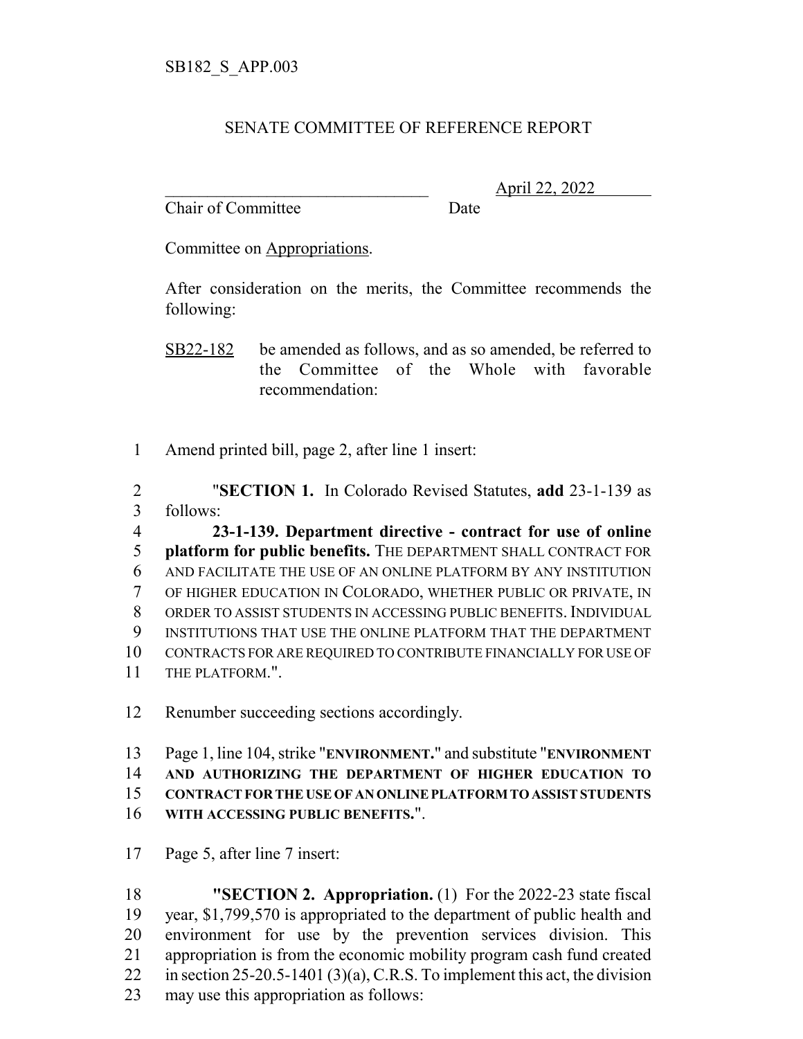SB182_S_APP.003

SENATE COMMITTEE OF REFERENCE REPORT

________________________________ April 22, 2022

Chair of Committee Date

Committee on Appropriations.

After consideration on the merits, the Committee recommends the following:

SB22-182 be amended as follows, and as so amended, be referred to the Committee of the Whole with favorable recommendation:

1 Amend printed bill, page 2, after line 1 insert:

2 "**SECTION 1.** In Colorado Revised Statutes, **add** 23-1-139 as
3 follows:
4 **23-1-139. Department directive - contract for use of online**
5 **platform for public benefits.** THE DEPARTMENT SHALL CONTRACT FOR
6 AND FACILITATE THE USE OF AN ONLINE PLATFORM BY ANY INSTITUTION
7 OF HIGHER EDUCATION IN COLORADO, WHETHER PUBLIC OR PRIVATE, IN
8 ORDER TO ASSIST STUDENTS IN ACCESSING PUBLIC BENEFITS. INDIVIDUAL
9 INSTITUTIONS THAT USE THE ONLINE PLATFORM THAT THE DEPARTMENT
10 CONTRACTS FOR ARE REQUIRED TO CONTRIBUTE FINANCIALLY FOR USE OF
11 THE PLATFORM.".

12 Renumber succeeding sections accordingly.

13 Page 1, line 104, strike "**ENVIRONMENT.**" and substitute "**ENVIRONMENT**
14 **AND AUTHORIZING THE DEPARTMENT OF HIGHER EDUCATION TO**
15 **CONTRACT FOR THE USE OF AN ONLINE PLATFORM TO ASSIST STUDENTS**
16 **WITH ACCESSING PUBLIC BENEFITS.**".

17 Page 5, after line 7 insert:

18 "**SECTION 2. Appropriation.** (1) For the 2022-23 state fiscal
19 year, $1,799,570 is appropriated to the department of public health and
20 environment for use by the prevention services division. This
21 appropriation is from the economic mobility program cash fund created
22 in section 25-20.5-1401 (3)(a), C.R.S. To implement this act, the division
23 may use this appropriation as follows: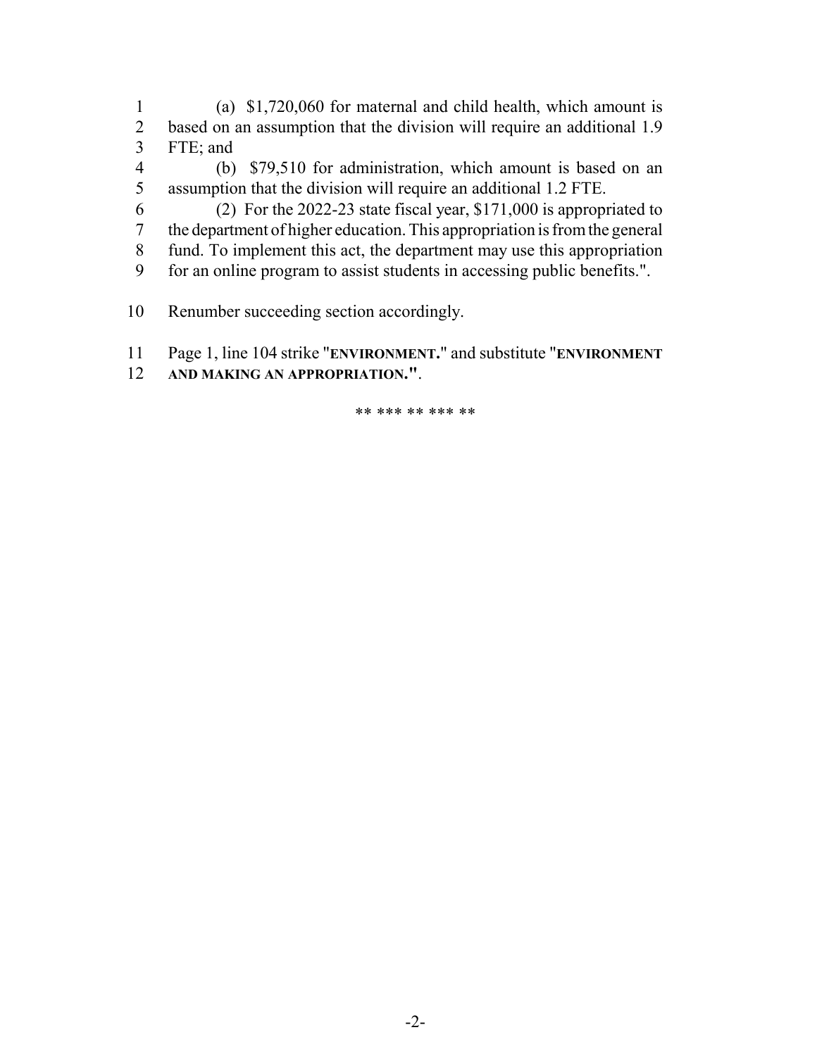(a) $1,720,060 for maternal and child health, which amount is based on an assumption that the division will require an additional 1.9 FTE; and

(b) $79,510 for administration, which amount is based on an assumption that the division will require an additional 1.2 FTE.

(2) For the 2022-23 state fiscal year, $171,000 is appropriated to the department of higher education. This appropriation is from the general fund. To implement this act, the department may use this appropriation for an online program to assist students in accessing public benefits.".

Renumber succeeding section accordingly.

Page 1, line 104 strike "**ENVIRONMENT.**" and substitute "**ENVIRONMENT AND MAKING AN APPROPRIATION.**".

** *** ** *** **